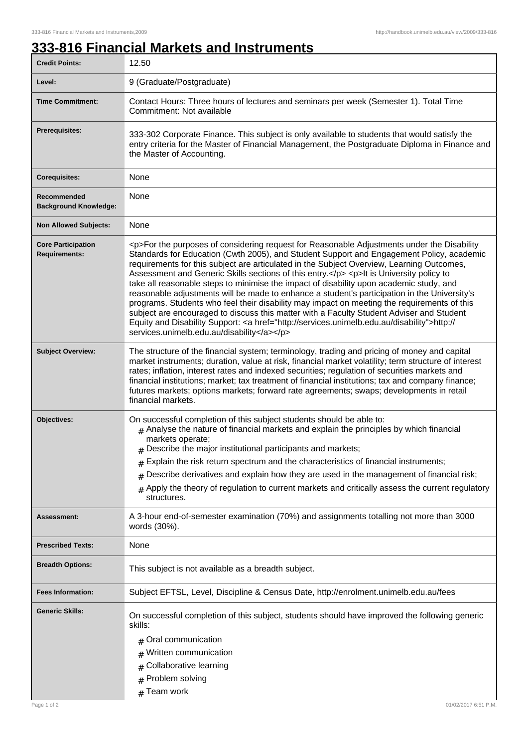# 333-816 Financial Markets and Instruments

| | |
|---|---|
| **Credit Points:** | 12.50 |
| **Level:** | 9 (Graduate/Postgraduate) |
| **Time Commitment:** | Contact Hours: Three hours of lectures and seminars per week (Semester 1). Total Time Commitment: Not available |
| **Prerequisites:** | 333-302 Corporate Finance. This subject is only available to students that would satisfy the entry criteria for the Master of Financial Management, the Postgraduate Diploma in Finance and the Master of Accounting. |
| **Corequisites:** | None |
| **Recommended Background Knowledge:** | None |
| **Non Allowed Subjects:** | None |
| **Core Participation Requirements:** | <p>For the purposes of considering request for Reasonable Adjustments under the Disability Standards for Education (Cwth 2005), and Student Support and Engagement Policy, academic requirements for this subject are articulated in the Subject Overview, Learning Outcomes, Assessment and Generic Skills sections of this entry.</p> <p>It is University policy to take all reasonable steps to minimise the impact of disability upon academic study, and reasonable adjustments will be made to enhance a student's participation in the University's programs. Students who feel their disability may impact on meeting the requirements of this subject are encouraged to discuss this matter with a Faculty Student Adviser and Student Equity and Disability Support: <a href="http://services.unimelb.edu.au/disability">http://services.unimelb.edu.au/disability</a></p> |
| **Subject Overview:** | The structure of the financial system; terminology, trading and pricing of money and capital market instruments; duration, value at risk, financial market volatility; term structure of interest rates; inflation, interest rates and indexed securities; regulation of securities markets and financial institutions; market; tax treatment of financial institutions; tax and company finance; futures markets; options markets; forward rate agreements; swaps; developments in retail financial markets. |
| **Objectives:** | On successful completion of this subject students should be able to:<br># Analyse the nature of financial markets and explain the principles by which financial markets operate;<br># Describe the major institutional participants and markets;<br># Explain the risk return spectrum and the characteristics of financial instruments;<br># Describe derivatives and explain how they are used in the management of financial risk;<br># Apply the theory of regulation to current markets and critically assess the current regulatory structures. |
| **Assessment:** | A 3-hour end-of-semester examination (70%) and assignments totalling not more than 3000 words (30%). |
| **Prescribed Texts:** | None |
| **Breadth Options:** | This subject is not available as a breadth subject. |
| **Fees Information:** | Subject EFTSL, Level, Discipline & Census Date, http://enrolment.unimelb.edu.au/fees |
| **Generic Skills:** | On successful completion of this subject, students should have improved the following generic skills:<br># Oral communication<br># Written communication<br># Collaborative learning<br># Problem solving<br># Team work |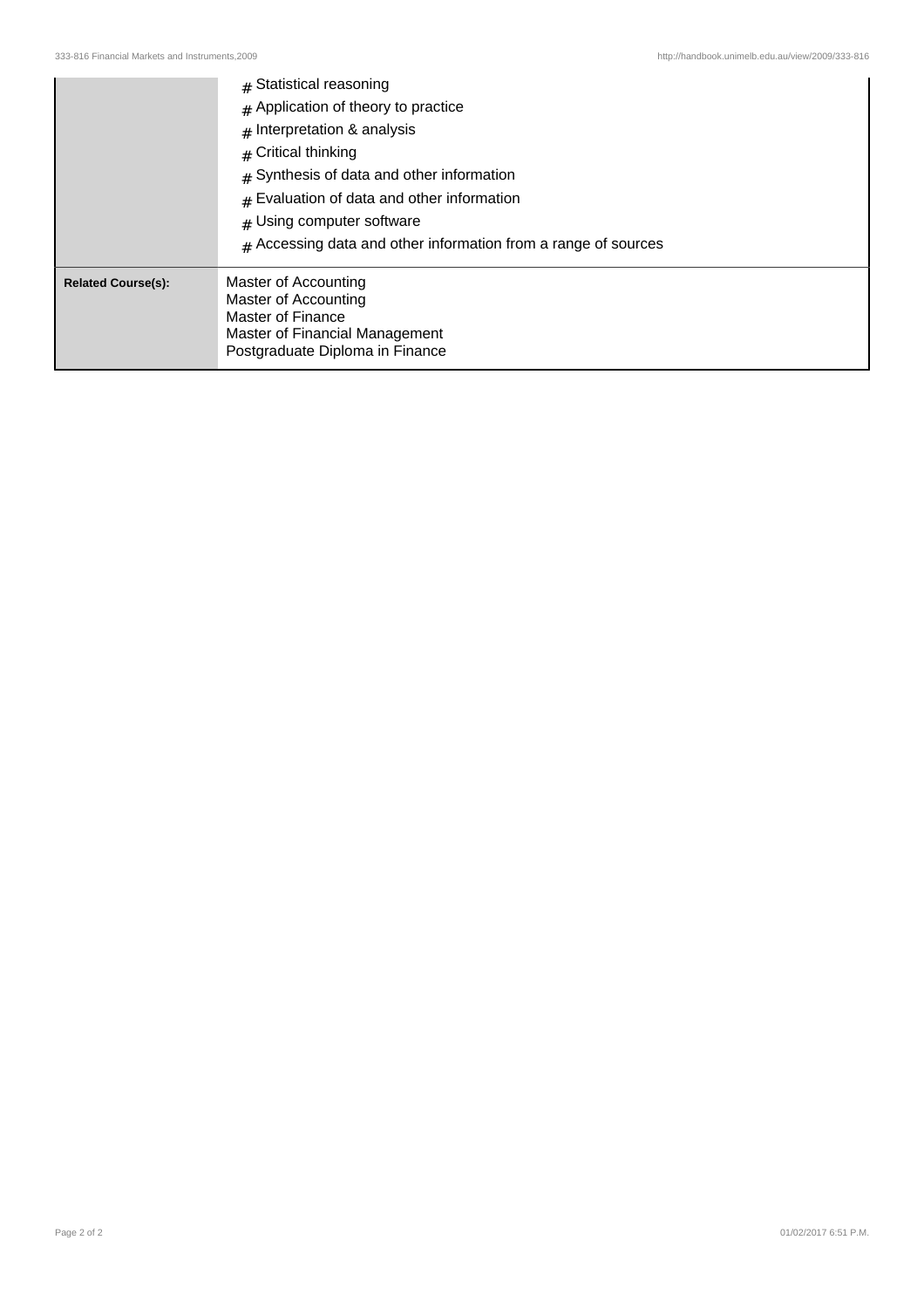| | |
|---|---|
| | # Statistical reasoning<br># Application of theory to practice<br># Interpretation & analysis<br># Critical thinking<br># Synthesis of data and other information<br># Evaluation of data and other information<br># Using computer software<br># Accessing data and other information from a range of sources |
| **Related Course(s):** | Master of Accounting<br>Master of Accounting<br>Master of Finance<br>Master of Financial Management<br>Postgraduate Diploma in Finance |